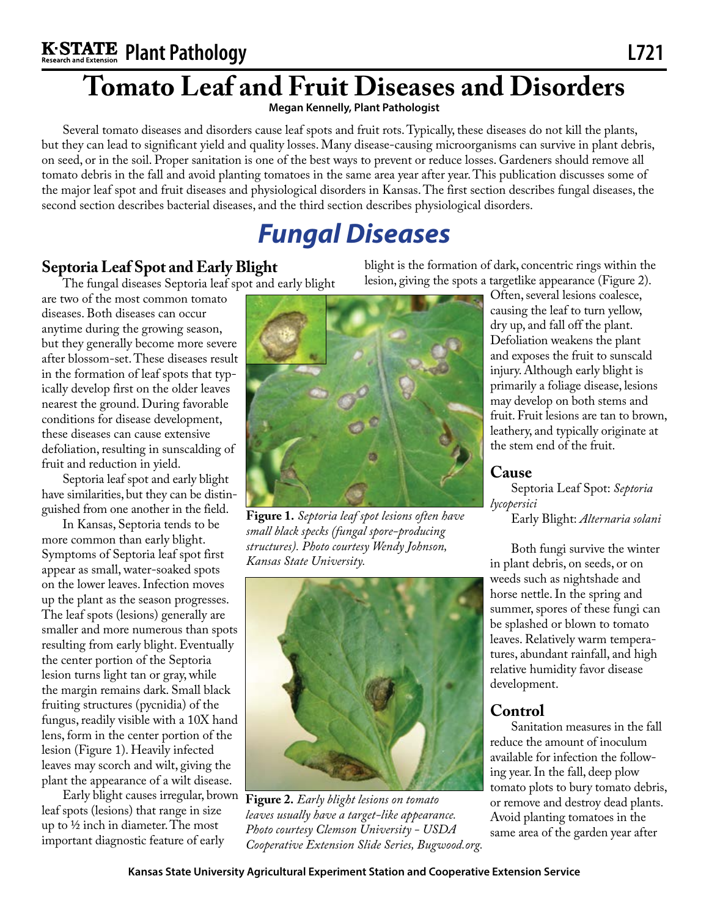# Tomato Leaf and Fruit Diseases and Disorders

**Megan Kennelly, Plant Pathologist**

Several tomato diseases and disorders cause leaf spots and fruit rots. Typically, these diseases do not kill the plants, but they can lead to significant yield and quality losses. Many disease-causing microorganisms can survive in plant debris, on seed, or in the soil. Proper sanitation is one of the best ways to prevent or reduce losses. Gardeners should remove all tomato debris in the fall and avoid planting tomatoes in the same area year after year. This publication discusses some of the major leaf spot and fruit diseases and physiological disorders in Kansas. The first section describes fungal diseases, the second section describes bacterial diseases, and the third section describes physiological disorders.

## Fungal Diseases

### Septoria Leaf Spot and Early Blight

The fungal diseases Septoria leaf spot and early blight are two of the most common tomato diseases. Both diseases can occur anytime during the growing season, but they generally become more severe after blossom-set. These diseases result in the formation of leaf spots that typically develop first on the older leaves nearest the ground. During favorable conditions for disease development, these diseases can cause extensive defoliation, resulting in sunscalding of fruit and reduction in yield.

Septoria leaf spot and early blight have similarities, but they can be distinguished from one another in the field.

In Kansas, Septoria tends to be more common than early blight. Symptoms of Septoria leaf spot first appear as small, water-soaked spots on the lower leaves. Infection moves up the plant as the season progresses. The leaf spots (lesions) generally are smaller and more numerous than spots resulting from early blight. Eventually the center portion of the Septoria lesion turns light tan or gray, while the margin remains dark. Small black fruiting structures (pycnidia) of the fungus, readily visible with a 10X hand lens, form in the center portion of the lesion (Figure 1). Heavily infected leaves may scorch and wilt, giving the plant the appearance of a wilt disease.

Early blight causes irregular, brown leaf spots (lesions) that range in size up to ½ inch in diameter. The most important diagnostic feature of early blight is the formation of dark, concentric rings within the lesion, giving the spots a targetlike appearance (Figure 2). Often, several lesions coalesce, causing the leaf to turn yellow, dry up, and fall off the plant. Defoliation weakens the plant and exposes the fruit to sunscald injury. Although early blight is primarily a foliage disease, lesions may develop on both stems and fruit. Fruit lesions are tan to brown, leathery, and typically originate at the stem end of the fruit.

**Figure 1.** *Septoria leaf spot lesions often have small black specks (fungal spore-producing structures). Photo courtesy Wendy Johnson, Kansas State University.*

**Figure 2.** *Early blight lesions on tomato leaves usually have a target-like appearance. Photo courtesy Clemson University - USDA Cooperative Extension Slide Series, Bugwood.org.*

### Cause

Septoria Leaf Spot: *Septoria lycopersici*

Early Blight: *Alternaria solani*

Both fungi survive the winter in plant debris, on seeds, or on weeds such as nightshade and horse nettle. In the spring and summer, spores of these fungi can be splashed or blown to tomato leaves. Relatively warm temperatures, abundant rainfall, and high relative humidity favor disease development.

### Control

Sanitation measures in the fall reduce the amount of inoculum available for infection the following year. In the fall, deep plow tomato plots to bury tomato debris, or remove and destroy dead plants. Avoid planting tomatoes in the same area of the garden year after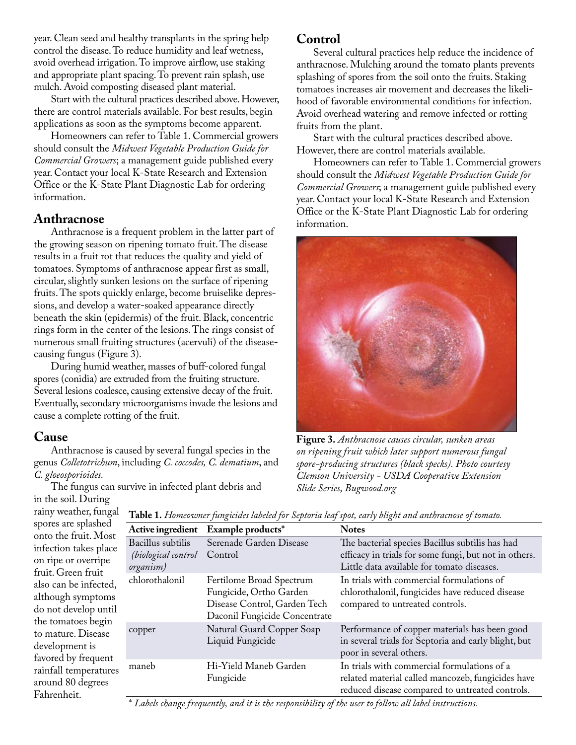year. Clean seed and healthy transplants in the spring help control the disease. To reduce humidity and leaf wetness, avoid overhead irrigation. To improve airflow, use staking and appropriate plant spacing. To prevent rain splash, use mulch. Avoid composting diseased plant material.

Start with the cultural practices described above. However, there are control materials available. For best results, begin applications as soon as the symptoms become apparent.

Homeowners can refer to Table 1. Commercial growers should consult the *Midwest Vegetable Production Guide for Commercial Growers*; a management guide published every year. Contact your local K-State Research and Extension Office or the K-State Plant Diagnostic Lab for ordering information.

## Anthracnose

Anthracnose is a frequent problem in the latter part of the growing season on ripening tomato fruit. The disease results in a fruit rot that reduces the quality and yield of tomatoes. Symptoms of anthracnose appear first as small, circular, slightly sunken lesions on the surface of ripening fruits. The spots quickly enlarge, become bruiselike depressions, and develop a water-soaked appearance directly beneath the skin (epidermis) of the fruit. Black, concentric rings form in the center of the lesions. The rings consist of numerous small fruiting structures (acervuli) of the disease-causing fungus (Figure 3).

During humid weather, masses of buff-colored fungal spores (conidia) are extruded from the fruiting structure. Several lesions coalesce, causing extensive decay of the fruit. Eventually, secondary microorganisms invade the lesions and cause a complete rotting of the fruit.

## Cause

Anthracnose is caused by several fungal species in the genus *Colletotrichum*, including *C. coccodes*, *C. dematium*, and *C. gloeosporioides.*

The fungus can survive in infected plant debris and in the soil. During rainy weather, fungal spores are splashed onto the fruit. Most infection takes place on ripe or overripe fruit. Green fruit also can be infected, although symptoms do not develop until the tomatoes begin to mature. Disease development is favored by frequent rainfall temperatures around 80 degrees Fahrenheit.

## Control

Several cultural practices help reduce the incidence of anthracnose. Mulching around the tomato plants prevents splashing of spores from the soil onto the fruits. Staking tomatoes increases air movement and decreases the likelihood of favorable environmental conditions for infection. Avoid overhead watering and remove infected or rotting fruits from the plant.

Start with the cultural practices described above. However, there are control materials available.

Homeowners can refer to Table 1. Commercial growers should consult the *Midwest Vegetable Production Guide for Commercial Growers*; a management guide published every year. Contact your local K-State Research and Extension Office or the K-State Plant Diagnostic Lab for ordering information.

**Figure 3.** *Anthracnose causes circular, sunken areas on ripening fruit which later support numerous fungal spore-producing structures (black specks). Photo courtesy Clemson University - USDA Cooperative Extension Slide Series, Bugwood.org*

**Table 1.** *Homeowner fungicides labeled for Septoria leaf spot, early blight and anthracnose of tomato.*

| Active ingredient | Example products* | Notes |
|---|---|---|
| Bacillus subtilis *(biological control organism)* | Serenade Garden Disease Control | The bacterial species Bacillus subtilis has had efficacy in trials for some fungi, but not in others. Little data available for tomato diseases. |
| chlorothalonil | Fertilome Broad Spectrum Fungicide, Ortho Garden Disease Control, Garden Tech Daconil Fungicide Concentrate | In trials with commercial formulations of chlorothalonil, fungicides have reduced disease compared to untreated controls. |
| copper | Natural Guard Copper Soap Liquid Fungicide | Performance of copper materials has been good in several trials for Septoria and early blight, but poor in several others. |
| maneb | Hi-Yield Maneb Garden Fungicide | In trials with commercial formulations of a related material called mancozeb, fungicides have reduced disease compared to untreated controls. |

\* *Labels change frequently, and it is the responsibility of the user to follow all label instructions.*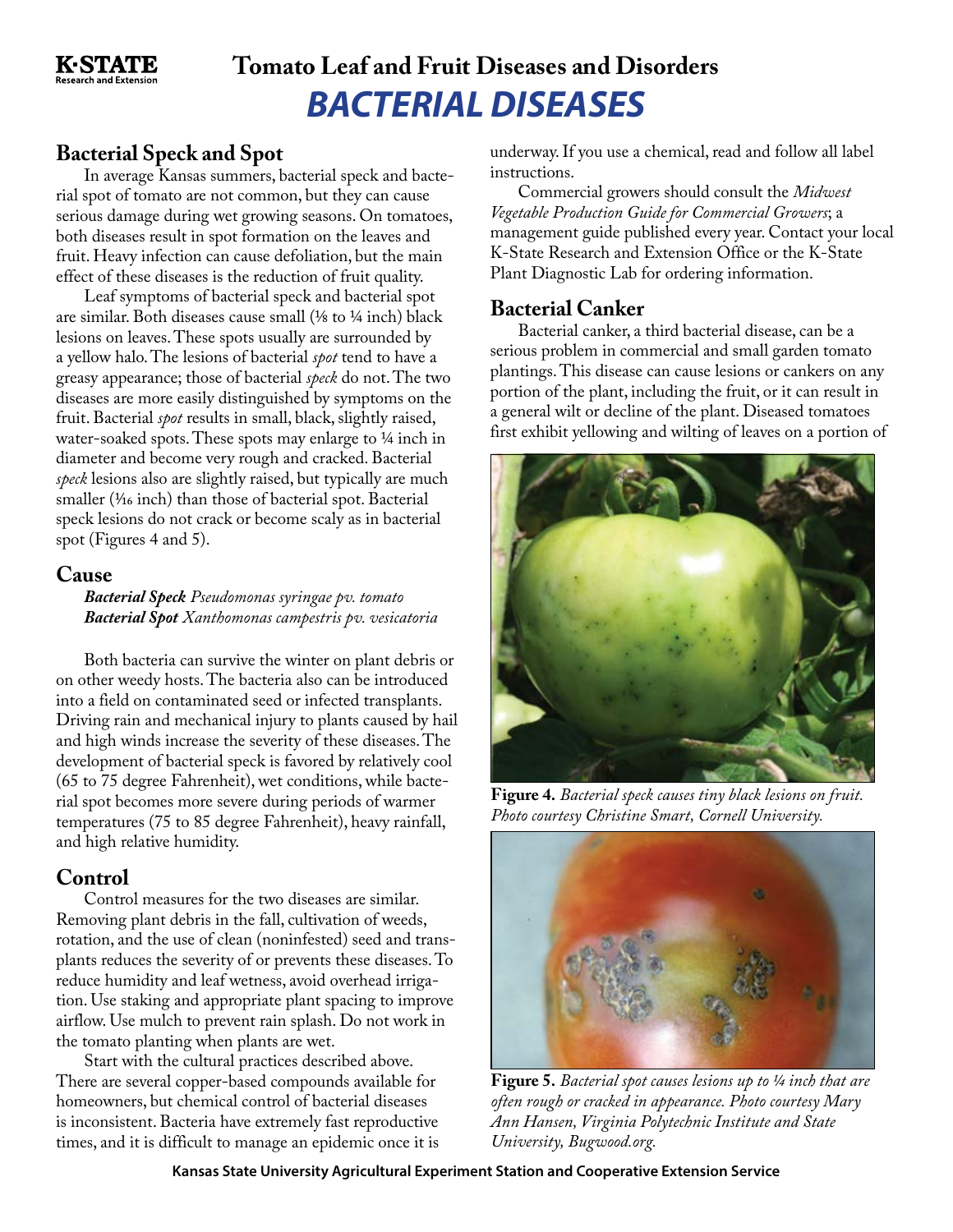# Tomato Leaf and Fruit Diseases and Disorders

# *BACTERIAL DISEASES*

## Bacterial Speck and Spot

In average Kansas summers, bacterial speck and bacterial spot of tomato are not common, but they can cause serious damage during wet growing seasons. On tomatoes, both diseases result in spot formation on the leaves and fruit. Heavy infection can cause defoliation, but the main effect of these diseases is the reduction of fruit quality.

Leaf symptoms of bacterial speck and bacterial spot are similar. Both diseases cause small (⅛ to ¼ inch) black lesions on leaves. These spots usually are surrounded by a yellow halo. The lesions of bacterial *spot* tend to have a greasy appearance; those of bacterial *speck* do not. The two diseases are more easily distinguished by symptoms on the fruit. Bacterial *spot* results in small, black, slightly raised, water-soaked spots. These spots may enlarge to ¼ inch in diameter and become very rough and cracked. Bacterial *speck* lesions also are slightly raised, but typically are much smaller (1⁄16 inch) than those of bacterial spot. Bacterial speck lesions do not crack or become scaly as in bacterial spot (Figures 4 and 5).

## Cause

***Bacterial Speck*** *Pseudomonas syringae pv. tomato*
***Bacterial Spot*** *Xanthomonas campestris pv. vesicatoria*

Both bacteria can survive the winter on plant debris or on other weedy hosts. The bacteria also can be introduced into a field on contaminated seed or infected transplants. Driving rain and mechanical injury to plants caused by hail and high winds increase the severity of these diseases. The development of bacterial speck is favored by relatively cool (65 to 75 degree Fahrenheit), wet conditions, while bacterial spot becomes more severe during periods of warmer temperatures (75 to 85 degree Fahrenheit), heavy rainfall, and high relative humidity.

## Control

Control measures for the two diseases are similar. Removing plant debris in the fall, cultivation of weeds, rotation, and the use of clean (noninfested) seed and transplants reduces the severity of or prevents these diseases. To reduce humidity and leaf wetness, avoid overhead irrigation. Use staking and appropriate plant spacing to improve airflow. Use mulch to prevent rain splash. Do not work in the tomato planting when plants are wet.

Start with the cultural practices described above. There are several copper-based compounds available for homeowners, but chemical control of bacterial diseases is inconsistent. Bacteria have extremely fast reproductive times, and it is difficult to manage an epidemic once it is underway. If you use a chemical, read and follow all label instructions.

Commercial growers should consult the *Midwest Vegetable Production Guide for Commercial Growers*; a management guide published every year. Contact your local K-State Research and Extension Office or the K-State Plant Diagnostic Lab for ordering information.

## Bacterial Canker

Bacterial canker, a third bacterial disease, can be a serious problem in commercial and small garden tomato plantings. This disease can cause lesions or cankers on any portion of the plant, including the fruit, or it can result in a general wilt or decline of the plant. Diseased tomatoes first exhibit yellowing and wilting of leaves on a portion of

**Figure 4.** *Bacterial speck causes tiny black lesions on fruit. Photo courtesy Christine Smart, Cornell University.*

**Figure 5.** *Bacterial spot causes lesions up to ¼ inch that are often rough or cracked in appearance. Photo courtesy Mary Ann Hansen, Virginia Polytechnic Institute and State University, Bugwood.org.*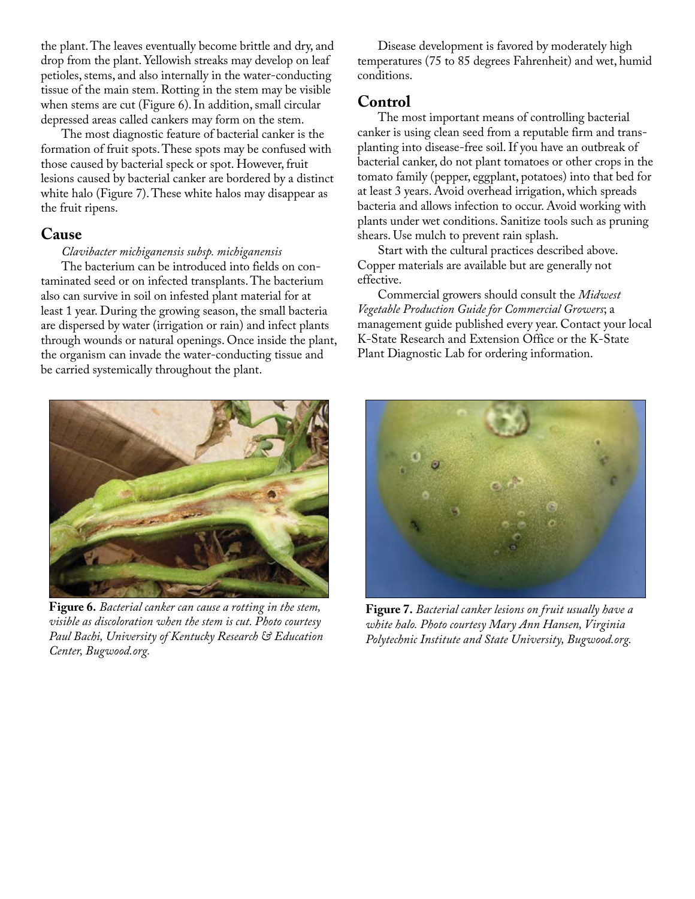the plant. The leaves eventually become brittle and dry, and drop from the plant. Yellowish streaks may develop on leaf petioles, stems, and also internally in the water-conducting tissue of the main stem. Rotting in the stem may be visible when stems are cut (Figure 6). In addition, small circular depressed areas called cankers may form on the stem.

The most diagnostic feature of bacterial canker is the formation of fruit spots. These spots may be confused with those caused by bacterial speck or spot. However, fruit lesions caused by bacterial canker are bordered by a distinct white halo (Figure 7). These white halos may disappear as the fruit ripens.

## Cause

*Clavibacter michiganensis subsp. michiganensis*

The bacterium can be introduced into fields on contaminated seed or on infected transplants. The bacterium also can survive in soil on infested plant material for at least 1 year. During the growing season, the small bacteria are dispersed by water (irrigation or rain) and infect plants through wounds or natural openings. Once inside the plant, the organism can invade the water-conducting tissue and be carried systemically throughout the plant.

Disease development is favored by moderately high temperatures (75 to 85 degrees Fahrenheit) and wet, humid conditions.

## Control

The most important means of controlling bacterial canker is using clean seed from a reputable firm and transplanting into disease-free soil. If you have an outbreak of bacterial canker, do not plant tomatoes or other crops in the tomato family (pepper, eggplant, potatoes) into that bed for at least 3 years. Avoid overhead irrigation, which spreads bacteria and allows infection to occur. Avoid working with plants under wet conditions. Sanitize tools such as pruning shears. Use mulch to prevent rain splash.

Start with the cultural practices described above. Copper materials are available but are generally not effective.

Commercial growers should consult the *Midwest Vegetable Production Guide for Commercial Growers*; a management guide published every year. Contact your local K-State Research and Extension Office or the K-State Plant Diagnostic Lab for ordering information.

**Figure 6.** *Bacterial canker can cause a rotting in the stem, visible as discoloration when the stem is cut. Photo courtesy Paul Bachi, University of Kentucky Research & Education Center, Bugwood.org.*

**Figure 7.** *Bacterial canker lesions on fruit usually have a white halo. Photo courtesy Mary Ann Hansen, Virginia Polytechnic Institute and State University, Bugwood.org.*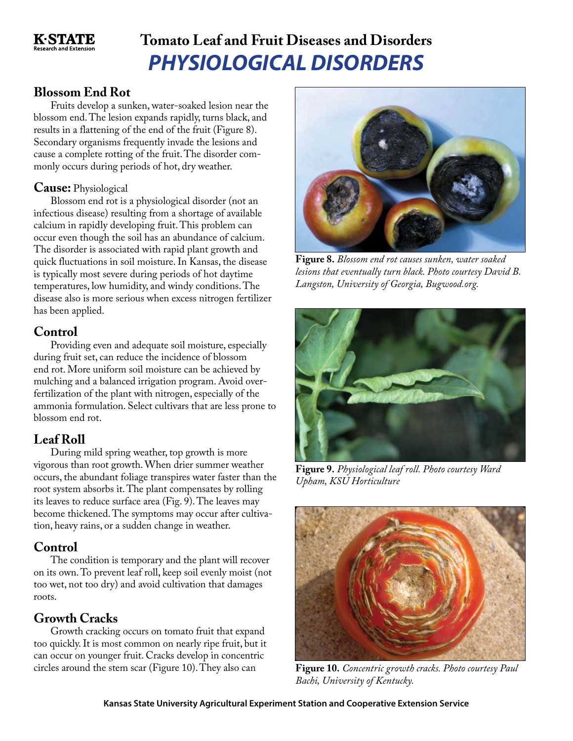# Tomato Leaf and Fruit Diseases and Disorders

## *PHYSIOLOGICAL DISORDERS*

### Blossom End Rot

Fruits develop a sunken, water-soaked lesion near the blossom end. The lesion expands rapidly, turns black, and results in a flattening of the end of the fruit (Figure 8). Secondary organisms frequently invade the lesions and cause a complete rotting of the fruit. The disorder commonly occurs during periods of hot, dry weather.

**Cause:** Physiological

Blossom end rot is a physiological disorder (not an infectious disease) resulting from a shortage of available calcium in rapidly developing fruit. This problem can occur even though the soil has an abundance of calcium. The disorder is associated with rapid plant growth and quick fluctuations in soil moisture. In Kansas, the disease is typically most severe during periods of hot daytime temperatures, low humidity, and windy conditions. The disease also is more serious when excess nitrogen fertilizer has been applied.

### Control

Providing even and adequate soil moisture, especially during fruit set, can reduce the incidence of blossom end rot. More uniform soil moisture can be achieved by mulching and a balanced irrigation program. Avoid over-fertilization of the plant with nitrogen, especially of the ammonia formulation. Select cultivars that are less prone to blossom end rot.

**Figure 8.** *Blossom end rot causes sunken, water soaked lesions that eventually turn black. Photo courtesy David B. Langston, University of Georgia, Bugwood.org.*

### Leaf Roll

During mild spring weather, top growth is more vigorous than root growth. When drier summer weather occurs, the abundant foliage transpires water faster than the root system absorbs it. The plant compensates by rolling its leaves to reduce surface area (Fig. 9). The leaves may become thickened. The symptoms may occur after cultivation, heavy rains, or a sudden change in weather.

### Control

The condition is temporary and the plant will recover on its own. To prevent leaf roll, keep soil evenly moist (not too wet, not too dry) and avoid cultivation that damages roots.

**Figure 9.** *Physiological leaf roll. Photo courtesy Ward Upham, KSU Horticulture*

### Growth Cracks

Growth cracking occurs on tomato fruit that expand too quickly. It is most common on nearly ripe fruit, but it can occur on younger fruit. Cracks develop in concentric circles around the stem scar (Figure 10). They also can

**Figure 10.** *Concentric growth cracks. Photo courtesy Paul Bachi, University of Kentucky.*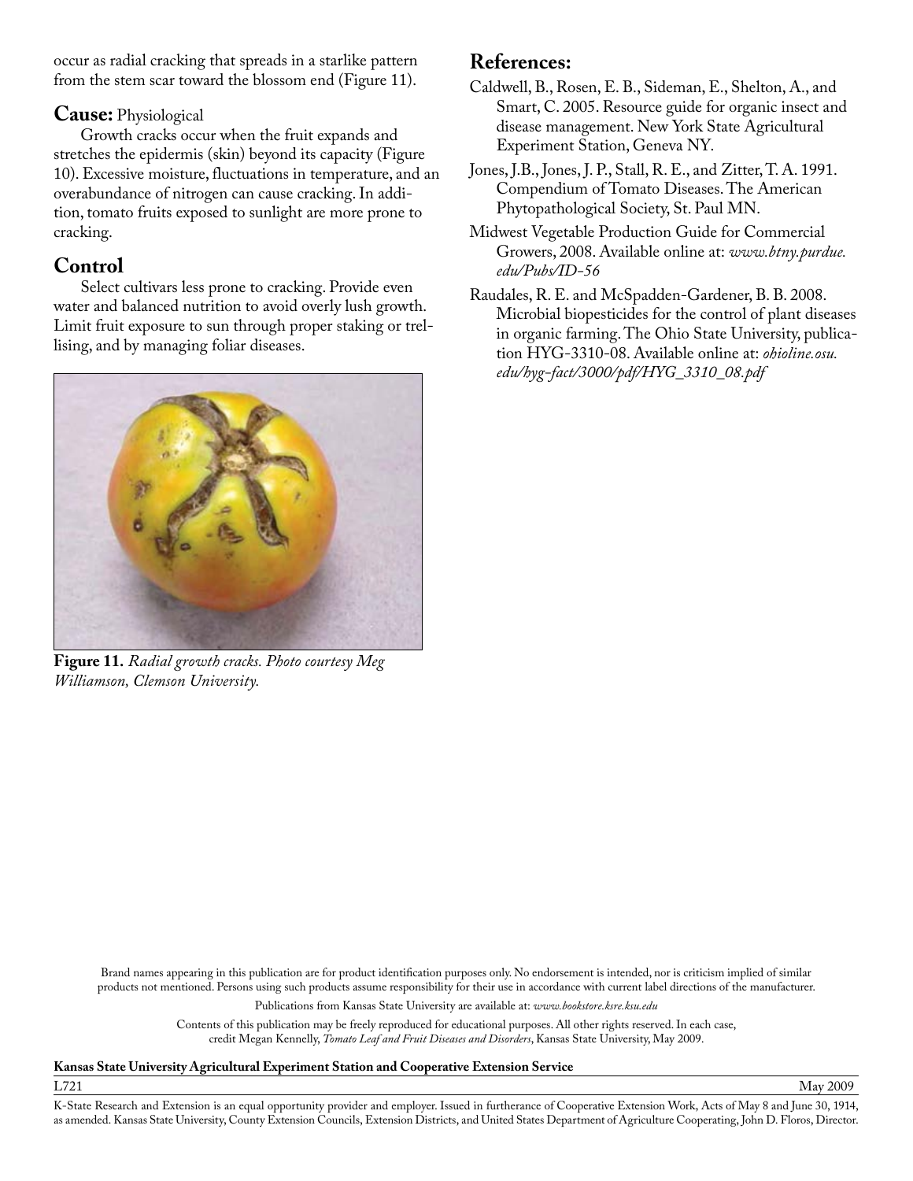occur as radial cracking that spreads in a starlike pattern from the stem scar toward the blossom end (Figure 11).

## Cause: Physiological

Growth cracks occur when the fruit expands and stretches the epidermis (skin) beyond its capacity (Figure 10). Excessive moisture, fluctuations in temperature, and an overabundance of nitrogen can cause cracking. In addition, tomato fruits exposed to sunlight are more prone to cracking.

## Control

Select cultivars less prone to cracking. Provide even water and balanced nutrition to avoid overly lush growth. Limit fruit exposure to sun through proper staking or trellising, and by managing foliar diseases.

**Figure 11.** *Radial growth cracks. Photo courtesy Meg Williamson, Clemson University.*

## References:

Caldwell, B., Rosen, E. B., Sideman, E., Shelton, A., and Smart, C. 2005. Resource guide for organic insect and disease management. New York State Agricultural Experiment Station, Geneva NY.

Jones, J.B., Jones, J. P., Stall, R. E., and Zitter, T. A. 1991. Compendium of Tomato Diseases. The American Phytopathological Society, St. Paul MN.

Midwest Vegetable Production Guide for Commercial Growers, 2008. Available online at: *www.btny.purdue.edu/Pubs/ID-56*

Raudales, R. E. and McSpadden-Gardener, B. B. 2008. Microbial biopesticides for the control of plant diseases in organic farming. The Ohio State University, publication HYG-3310-08. Available online at: *ohioline.osu.edu/hyg-fact/3000/pdf/HYG_3310_08.pdf*

Brand names appearing in this publication are for product identification purposes only. No endorsement is intended, nor is criticism implied of similar products not mentioned. Persons using such products assume responsibility for their use in accordance with current label directions of the manufacturer.

Publications from Kansas State University are available at: *www.bookstore.ksre.ksu.edu*

Contents of this publication may be freely reproduced for educational purposes. All other rights reserved. In each case, credit Megan Kennelly, *Tomato Leaf and Fruit Diseases and Disorders*, Kansas State University, May 2009.

**Kansas State University Agricultural Experiment Station and Cooperative Extension Service**

L721 May 2009

K-State Research and Extension is an equal opportunity provider and employer. Issued in furtherance of Cooperative Extension Work, Acts of May 8 and June 30, 1914, as amended. Kansas State University, County Extension Councils, Extension Districts, and United States Department of Agriculture Cooperating, John D. Floros, Director.